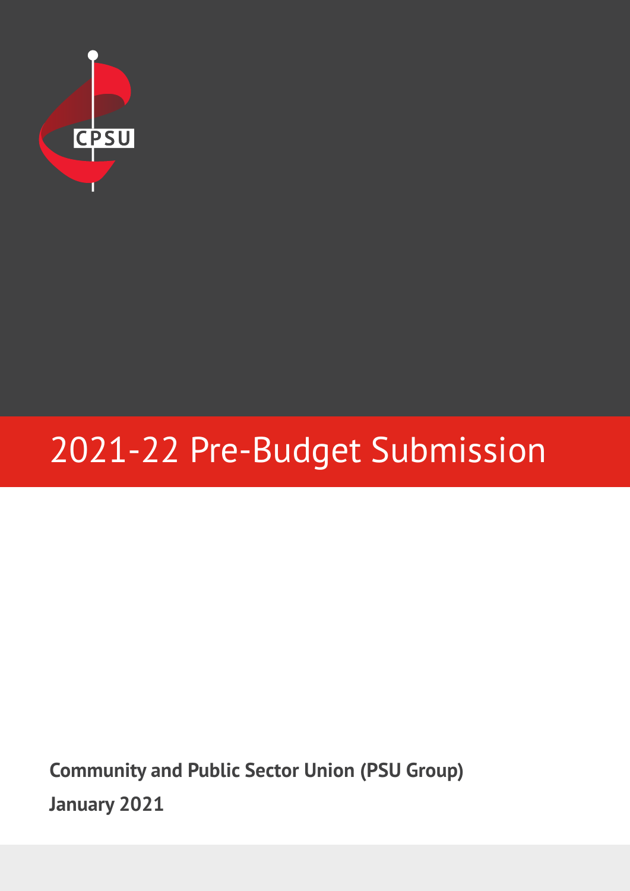CPSU

# 2021-22 Pre-Budget Submission

**Community and Public Sector Union (PSU Group)**

**January 2021**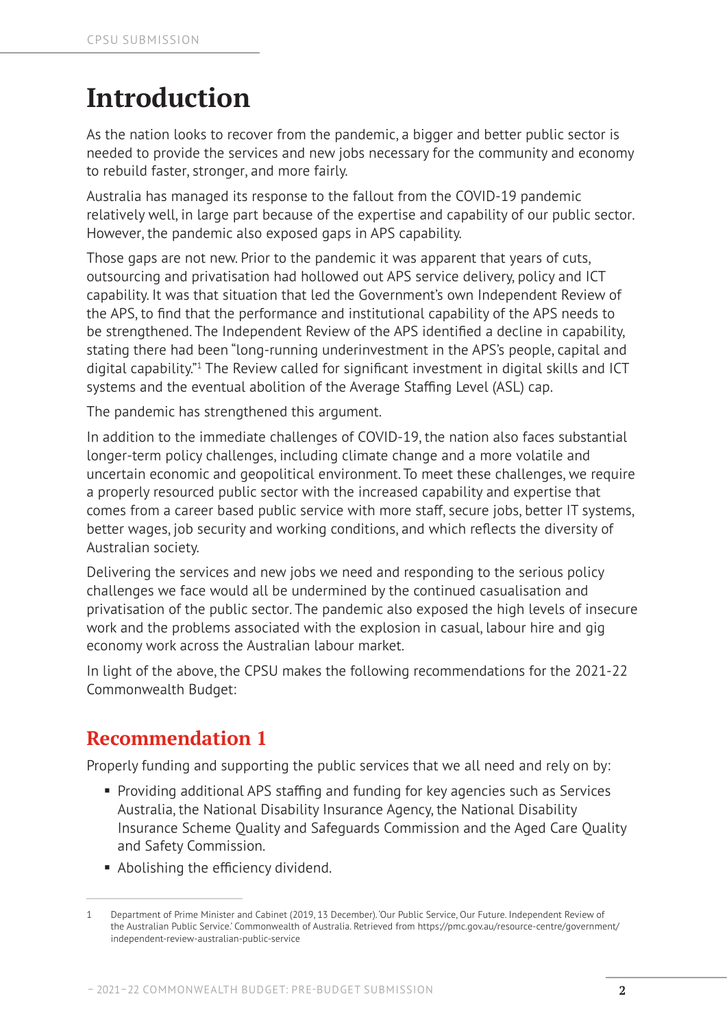# Introduction

As the nation looks to recover from the pandemic, a bigger and better public sector is needed to provide the services and new jobs necessary for the community and economy to rebuild faster, stronger, and more fairly.

Australia has managed its response to the fallout from the COVID-19 pandemic relatively well, in large part because of the expertise and capability of our public sector. However, the pandemic also exposed gaps in APS capability.

Those gaps are not new. Prior to the pandemic it was apparent that years of cuts, outsourcing and privatisation had hollowed out APS service delivery, policy and ICT capability. It was that situation that led the Government's own Independent Review of the APS, to find that the performance and institutional capability of the APS needs to be strengthened. The Independent Review of the APS identified a decline in capability, stating there had been "long-running underinvestment in the APS's people, capital and digital capability."[1] The Review called for significant investment in digital skills and ICT systems and the eventual abolition of the Average Staffing Level (ASL) cap.

The pandemic has strengthened this argument.

In addition to the immediate challenges of COVID-19, the nation also faces substantial longer-term policy challenges, including climate change and a more volatile and uncertain economic and geopolitical environment. To meet these challenges, we require a properly resourced public sector with the increased capability and expertise that comes from a career based public service with more staff, secure jobs, better IT systems, better wages, job security and working conditions, and which reflects the diversity of Australian society.

Delivering the services and new jobs we need and responding to the serious policy challenges we face would all be undermined by the continued casualisation and privatisation of the public sector. The pandemic also exposed the high levels of insecure work and the problems associated with the explosion in casual, labour hire and gig economy work across the Australian labour market.

In light of the above, the CPSU makes the following recommendations for the 2021-22 Commonwealth Budget:

## Recommendation 1

Properly funding and supporting the public services that we all need and rely on by:

- Providing additional APS staffing and funding for key agencies such as Services Australia, the National Disability Insurance Agency, the National Disability Insurance Scheme Quality and Safeguards Commission and the Aged Care Quality and Safety Commission.
- Abolishing the efficiency dividend.

---

1 Department of Prime Minister and Cabinet (2019, 13 December). 'Our Public Service, Our Future. Independent Review of the Australian Public Service.' Commonwealth of Australia. Retrieved from https://pmc.gov.au/resource-centre/government/independent-review-australian-public-service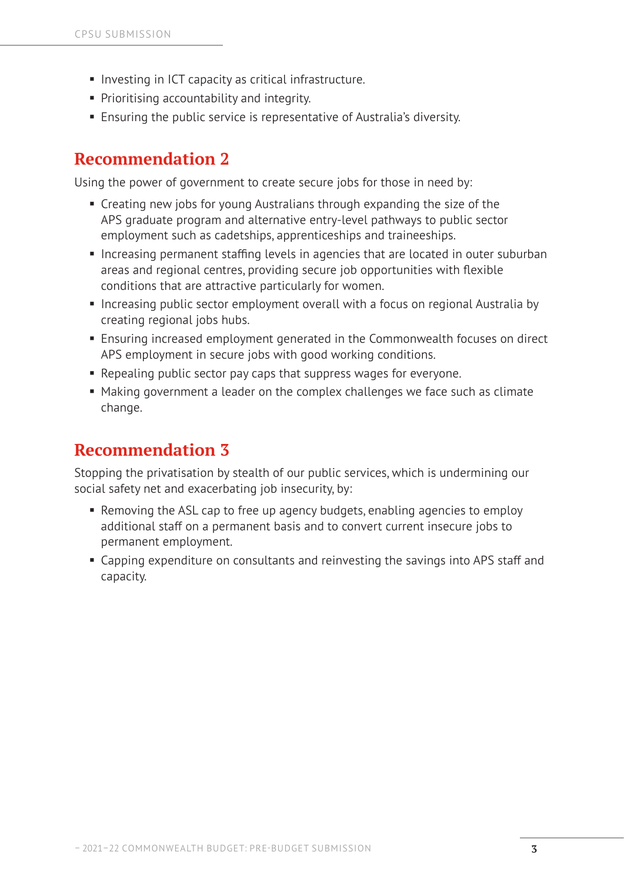- Investing in ICT capacity as critical infrastructure.
- Prioritising accountability and integrity.
- Ensuring the public service is representative of Australia's diversity.

## Recommendation 2

Using the power of government to create secure jobs for those in need by:

- Creating new jobs for young Australians through expanding the size of the APS graduate program and alternative entry-level pathways to public sector employment such as cadetships, apprenticeships and traineeships.
- Increasing permanent staffing levels in agencies that are located in outer suburban areas and regional centres, providing secure job opportunities with flexible conditions that are attractive particularly for women.
- Increasing public sector employment overall with a focus on regional Australia by creating regional jobs hubs.
- Ensuring increased employment generated in the Commonwealth focuses on direct APS employment in secure jobs with good working conditions.
- Repealing public sector pay caps that suppress wages for everyone.
- Making government a leader on the complex challenges we face such as climate change.

## Recommendation 3

Stopping the privatisation by stealth of our public services, which is undermining our social safety net and exacerbating job insecurity, by:

- Removing the ASL cap to free up agency budgets, enabling agencies to employ additional staff on a permanent basis and to convert current insecure jobs to permanent employment.
- Capping expenditure on consultants and reinvesting the savings into APS staff and capacity.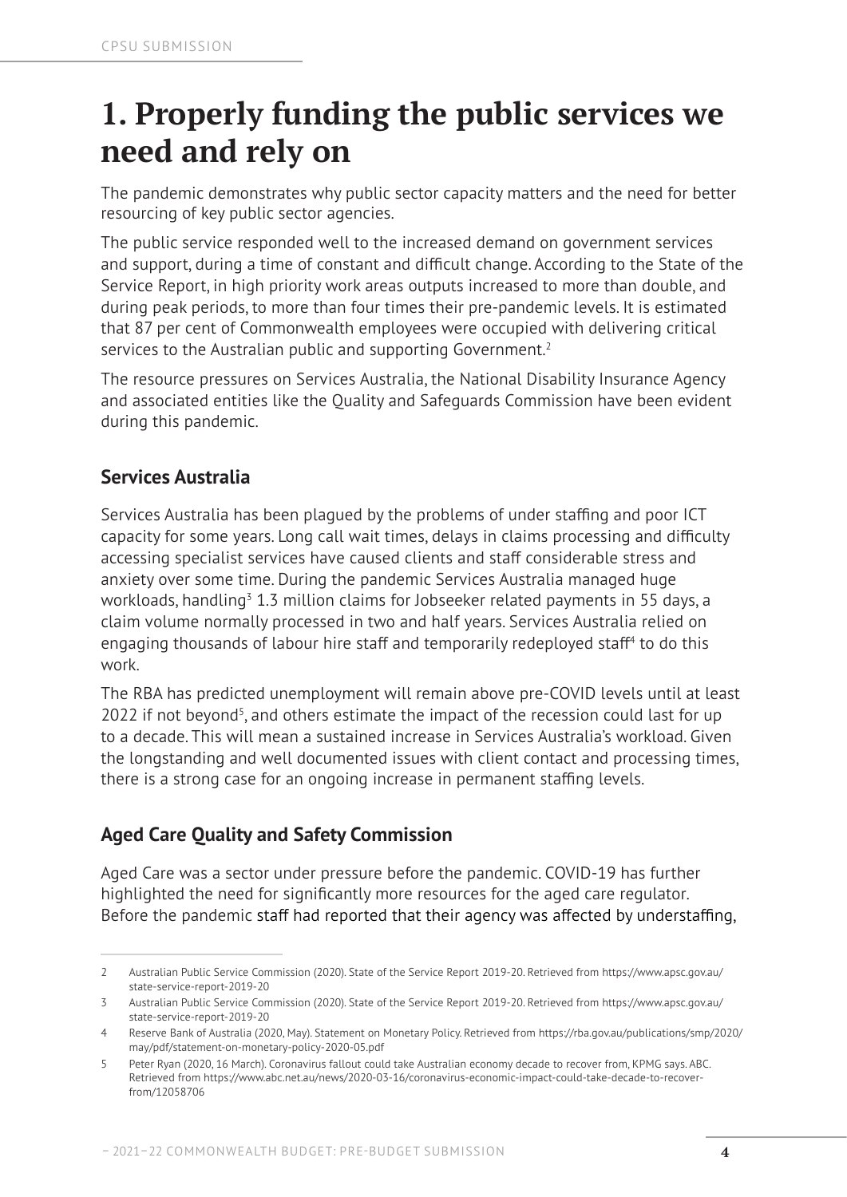# 1. Properly funding the public services we need and rely on

The pandemic demonstrates why public sector capacity matters and the need for better resourcing of key public sector agencies.

The public service responded well to the increased demand on government services and support, during a time of constant and difficult change. According to the State of the Service Report, in high priority work areas outputs increased to more than double, and during peak periods, to more than four times their pre-pandemic levels. It is estimated that 87 per cent of Commonwealth employees were occupied with delivering critical services to the Australian public and supporting Government.[2]

The resource pressures on Services Australia, the National Disability Insurance Agency and associated entities like the Quality and Safeguards Commission have been evident during this pandemic.

## Services Australia

Services Australia has been plagued by the problems of under staffing and poor ICT capacity for some years. Long call wait times, delays in claims processing and difficulty accessing specialist services have caused clients and staff considerable stress and anxiety over some time. During the pandemic Services Australia managed huge workloads, handling[3] 1.3 million claims for Jobseeker related payments in 55 days, a claim volume normally processed in two and half years. Services Australia relied on engaging thousands of labour hire staff and temporarily redeployed staff[4] to do this work.

The RBA has predicted unemployment will remain above pre-COVID levels until at least 2022 if not beyond[5], and others estimate the impact of the recession could last for up to a decade. This will mean a sustained increase in Services Australia's workload. Given the longstanding and well documented issues with client contact and processing times, there is a strong case for an ongoing increase in permanent staffing levels.

## Aged Care Quality and Safety Commission

Aged Care was a sector under pressure before the pandemic. COVID-19 has further highlighted the need for significantly more resources for the aged care regulator. Before the pandemic staff had reported that their agency was affected by understaffing,

---

2 Australian Public Service Commission (2020). State of the Service Report 2019-20. Retrieved from https://www.apsc.gov.au/state-service-report-2019-20

3 Australian Public Service Commission (2020). State of the Service Report 2019-20. Retrieved from https://www.apsc.gov.au/state-service-report-2019-20

4 Reserve Bank of Australia (2020, May). Statement on Monetary Policy. Retrieved from https://rba.gov.au/publications/smp/2020/may/pdf/statement-on-monetary-policy-2020-05.pdf

5 Peter Ryan (2020, 16 March). Coronavirus fallout could take Australian economy decade to recover from, KPMG says. ABC. Retrieved from https://www.abc.net.au/news/2020-03-16/coronavirus-economic-impact-could-take-decade-to-recover-from/12058706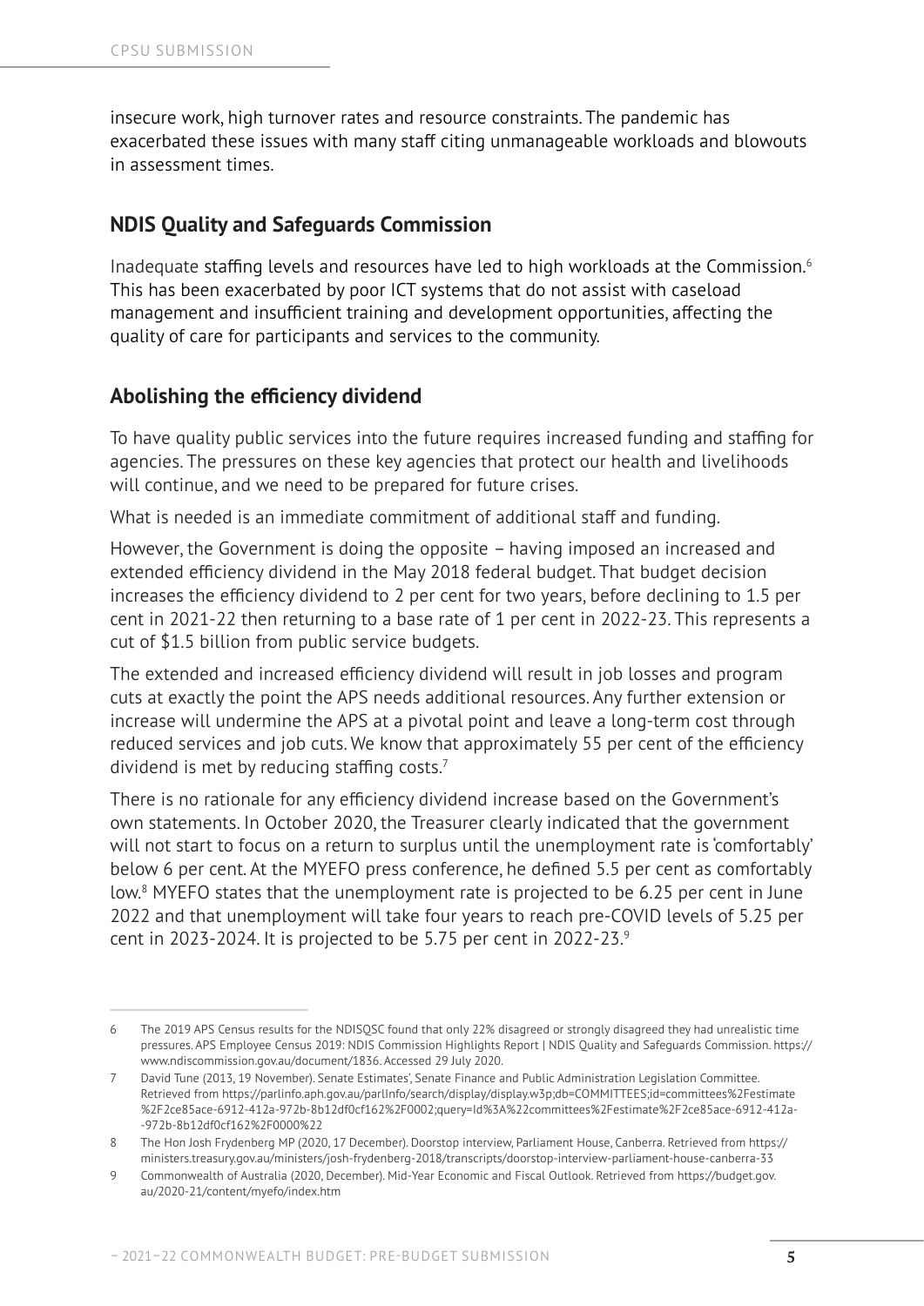insecure work, high turnover rates and resource constraints. The pandemic has exacerbated these issues with many staff citing unmanageable workloads and blowouts in assessment times.

## NDIS Quality and Safeguards Commission

Inadequate staffing levels and resources have led to high workloads at the Commission.[6] This has been exacerbated by poor ICT systems that do not assist with caseload management and insufficient training and development opportunities, affecting the quality of care for participants and services to the community.

## Abolishing the efficiency dividend

To have quality public services into the future requires increased funding and staffing for agencies. The pressures on these key agencies that protect our health and livelihoods will continue, and we need to be prepared for future crises.

What is needed is an immediate commitment of additional staff and funding.

However, the Government is doing the opposite – having imposed an increased and extended efficiency dividend in the May 2018 federal budget. That budget decision increases the efficiency dividend to 2 per cent for two years, before declining to 1.5 per cent in 2021-22 then returning to a base rate of 1 per cent in 2022-23. This represents a cut of $1.5 billion from public service budgets.

The extended and increased efficiency dividend will result in job losses and program cuts at exactly the point the APS needs additional resources. Any further extension or increase will undermine the APS at a pivotal point and leave a long-term cost through reduced services and job cuts. We know that approximately 55 per cent of the efficiency dividend is met by reducing staffing costs.[7]

There is no rationale for any efficiency dividend increase based on the Government's own statements. In October 2020, the Treasurer clearly indicated that the government will not start to focus on a return to surplus until the unemployment rate is 'comfortably' below 6 per cent. At the MYEFO press conference, he defined 5.5 per cent as comfortably low.[8] MYEFO states that the unemployment rate is projected to be 6.25 per cent in June 2022 and that unemployment will take four years to reach pre-COVID levels of 5.25 per cent in 2023-2024. It is projected to be 5.75 per cent in 2022-23.[9]

---

6 The 2019 APS Census results for the NDISQSC found that only 22% disagreed or strongly disagreed they had unrealistic time pressures. APS Employee Census 2019: NDIS Commission Highlights Report | NDIS Quality and Safeguards Commission. https://www.ndiscommission.gov.au/document/1836. Accessed 29 July 2020.

7 David Tune (2013, 19 November). Senate Estimates', Senate Finance and Public Administration Legislation Committee. Retrieved from https://parlinfo.aph.gov.au/parlInfo/search/display/display.w3p;db=COMMITTEES;id=committees%2Festimate%2F2ce85ace-6912-412a-972b-8b12df0cf162%2F0002;query=Id%3A%22committees%2Festimate%2F2ce85ace-6912-412a--972b-8b12df0cf162%2F0000%22

8 The Hon Josh Frydenberg MP (2020, 17 December). Doorstop interview, Parliament House, Canberra. Retrieved from https://ministers.treasury.gov.au/ministers/josh-frydenberg-2018/transcripts/doorstop-interview-parliament-house-canberra-33

9 Commonwealth of Australia (2020, December). Mid-Year Economic and Fiscal Outlook. Retrieved from https://budget.gov.au/2020-21/content/myefo/index.htm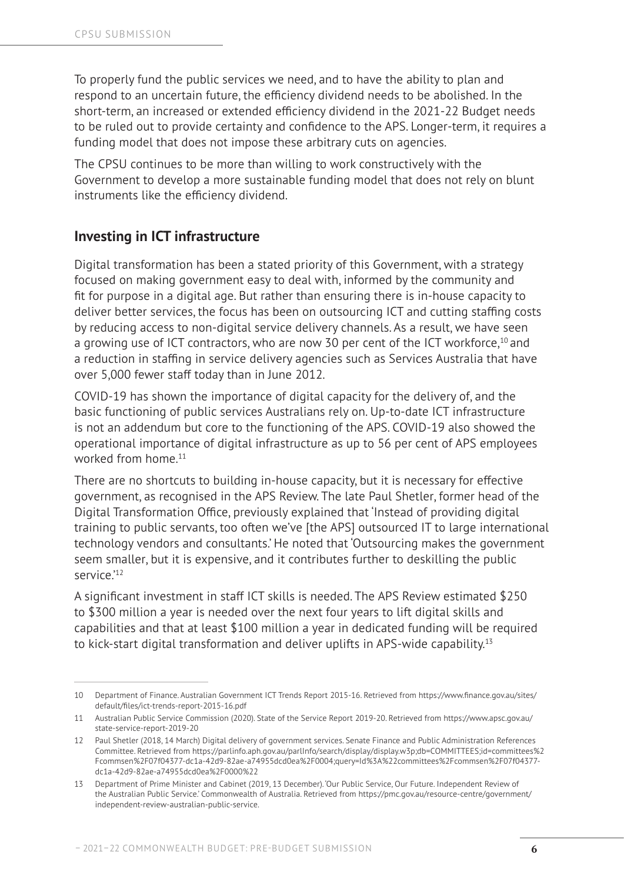To properly fund the public services we need, and to have the ability to plan and respond to an uncertain future, the efficiency dividend needs to be abolished. In the short-term, an increased or extended efficiency dividend in the 2021-22 Budget needs to be ruled out to provide certainty and confidence to the APS. Longer-term, it requires a funding model that does not impose these arbitrary cuts on agencies.

The CPSU continues to be more than willing to work constructively with the Government to develop a more sustainable funding model that does not rely on blunt instruments like the efficiency dividend.

## Investing in ICT infrastructure

Digital transformation has been a stated priority of this Government, with a strategy focused on making government easy to deal with, informed by the community and fit for purpose in a digital age. But rather than ensuring there is in-house capacity to deliver better services, the focus has been on outsourcing ICT and cutting staffing costs by reducing access to non-digital service delivery channels. As a result, we have seen a growing use of ICT contractors, who are now 30 per cent of the ICT workforce,[10] and a reduction in staffing in service delivery agencies such as Services Australia that have over 5,000 fewer staff today than in June 2012.

COVID-19 has shown the importance of digital capacity for the delivery of, and the basic functioning of public services Australians rely on. Up-to-date ICT infrastructure is not an addendum but core to the functioning of the APS. COVID-19 also showed the operational importance of digital infrastructure as up to 56 per cent of APS employees worked from home.[11]

There are no shortcuts to building in-house capacity, but it is necessary for effective government, as recognised in the APS Review. The late Paul Shetler, former head of the Digital Transformation Office, previously explained that 'Instead of providing digital training to public servants, too often we've [the APS] outsourced IT to large international technology vendors and consultants.' He noted that 'Outsourcing makes the government seem smaller, but it is expensive, and it contributes further to deskilling the public service.'[12]

A significant investment in staff ICT skills is needed. The APS Review estimated $250 to $300 million a year is needed over the next four years to lift digital skills and capabilities and that at least $100 million a year in dedicated funding will be required to kick-start digital transformation and deliver uplifts in APS-wide capability.[13]

---

10 Department of Finance. Australian Government ICT Trends Report 2015-16. Retrieved from https://www.finance.gov.au/sites/default/files/ict-trends-report-2015-16.pdf

11 Australian Public Service Commission (2020). State of the Service Report 2019-20. Retrieved from https://www.apsc.gov.au/state-service-report-2019-20

12 Paul Shetler (2018, 14 March) Digital delivery of government services. Senate Finance and Public Administration References Committee. Retrieved from https://parlinfo.aph.gov.au/parlInfo/search/display/display.w3p;db=COMMITTEES;id=committees%2Fcommsen%2F07f04377-dc1a-42d9-82ae-a74955dcd0ea%2F0004;query=Id%3A%22committees%2Fcommsen%2F07f04377-dc1a-42d9-82ae-a74955dcd0ea%2F0000%22

13 Department of Prime Minister and Cabinet (2019, 13 December). 'Our Public Service, Our Future. Independent Review of the Australian Public Service.' Commonwealth of Australia. Retrieved from https://pmc.gov.au/resource-centre/government/independent-review-australian-public-service.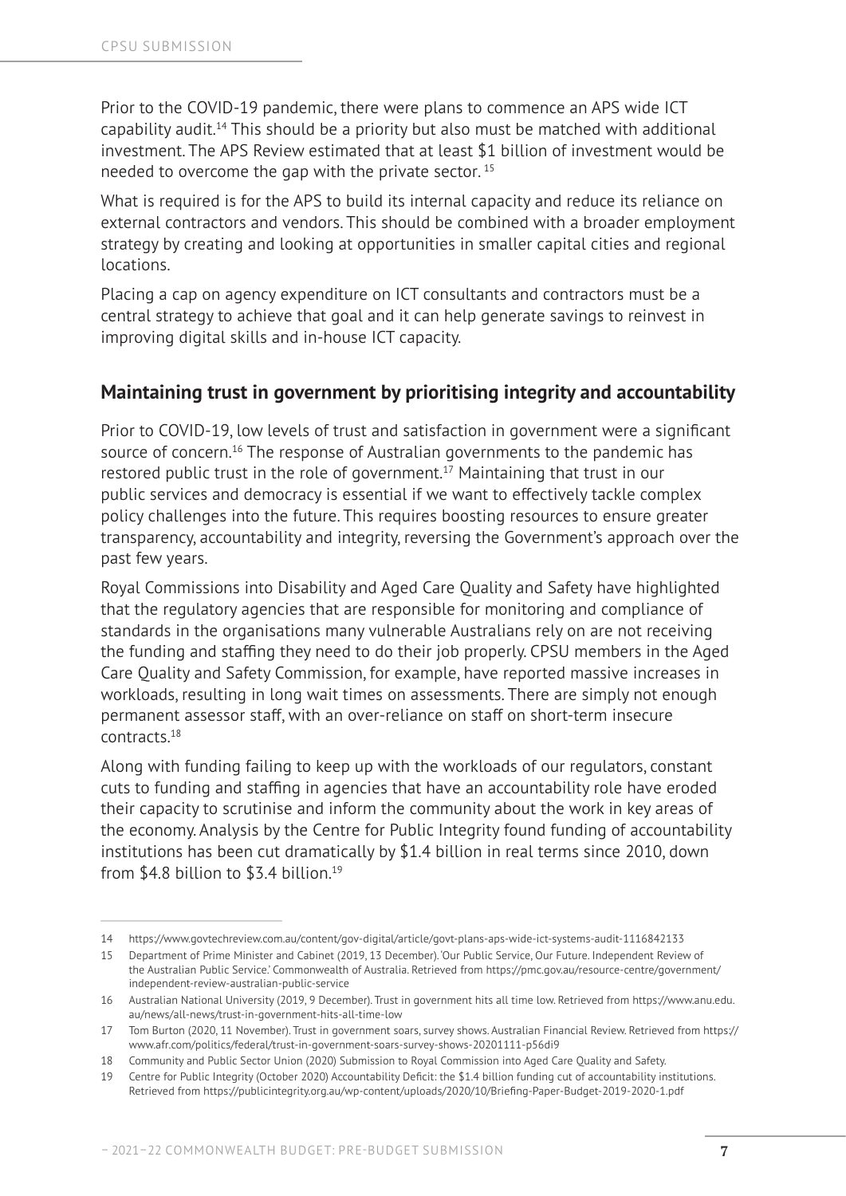Prior to the COVID-19 pandemic, there were plans to commence an APS wide ICT capability audit.[14] This should be a priority but also must be matched with additional investment. The APS Review estimated that at least $1 billion of investment would be needed to overcome the gap with the private sector. [15]

What is required is for the APS to build its internal capacity and reduce its reliance on external contractors and vendors. This should be combined with a broader employment strategy by creating and looking at opportunities in smaller capital cities and regional locations.

Placing a cap on agency expenditure on ICT consultants and contractors must be a central strategy to achieve that goal and it can help generate savings to reinvest in improving digital skills and in-house ICT capacity.

## Maintaining trust in government by prioritising integrity and accountability

Prior to COVID-19, low levels of trust and satisfaction in government were a significant source of concern.[16] The response of Australian governments to the pandemic has restored public trust in the role of government.[17] Maintaining that trust in our public services and democracy is essential if we want to effectively tackle complex policy challenges into the future. This requires boosting resources to ensure greater transparency, accountability and integrity, reversing the Government's approach over the past few years.

Royal Commissions into Disability and Aged Care Quality and Safety have highlighted that the regulatory agencies that are responsible for monitoring and compliance of standards in the organisations many vulnerable Australians rely on are not receiving the funding and staffing they need to do their job properly. CPSU members in the Aged Care Quality and Safety Commission, for example, have reported massive increases in workloads, resulting in long wait times on assessments. There are simply not enough permanent assessor staff, with an over-reliance on staff on short-term insecure contracts.[18]

Along with funding failing to keep up with the workloads of our regulators, constant cuts to funding and staffing in agencies that have an accountability role have eroded their capacity to scrutinise and inform the community about the work in key areas of the economy. Analysis by the Centre for Public Integrity found funding of accountability institutions has been cut dramatically by $1.4 billion in real terms since 2010, down from $4.8 billion to $3.4 billion.[19]

---

14 https://www.govtechreview.com.au/content/gov-digital/article/govt-plans-aps-wide-ict-systems-audit-1116842133

15 Department of Prime Minister and Cabinet (2019, 13 December). 'Our Public Service, Our Future. Independent Review of the Australian Public Service.' Commonwealth of Australia. Retrieved from https://pmc.gov.au/resource-centre/government/independent-review-australian-public-service

16 Australian National University (2019, 9 December). Trust in government hits all time low. Retrieved from https://www.anu.edu.au/news/all-news/trust-in-government-hits-all-time-low

17 Tom Burton (2020, 11 November). Trust in government soars, survey shows. Australian Financial Review. Retrieved from https://www.afr.com/politics/federal/trust-in-government-soars-survey-shows-20201111-p56di9

18 Community and Public Sector Union (2020) Submission to Royal Commission into Aged Care Quality and Safety.

19 Centre for Public Integrity (October 2020) Accountability Deficit: the $1.4 billion funding cut of accountability institutions. Retrieved from https://publicintegrity.org.au/wp-content/uploads/2020/10/Briefing-Paper-Budget-2019-2020-1.pdf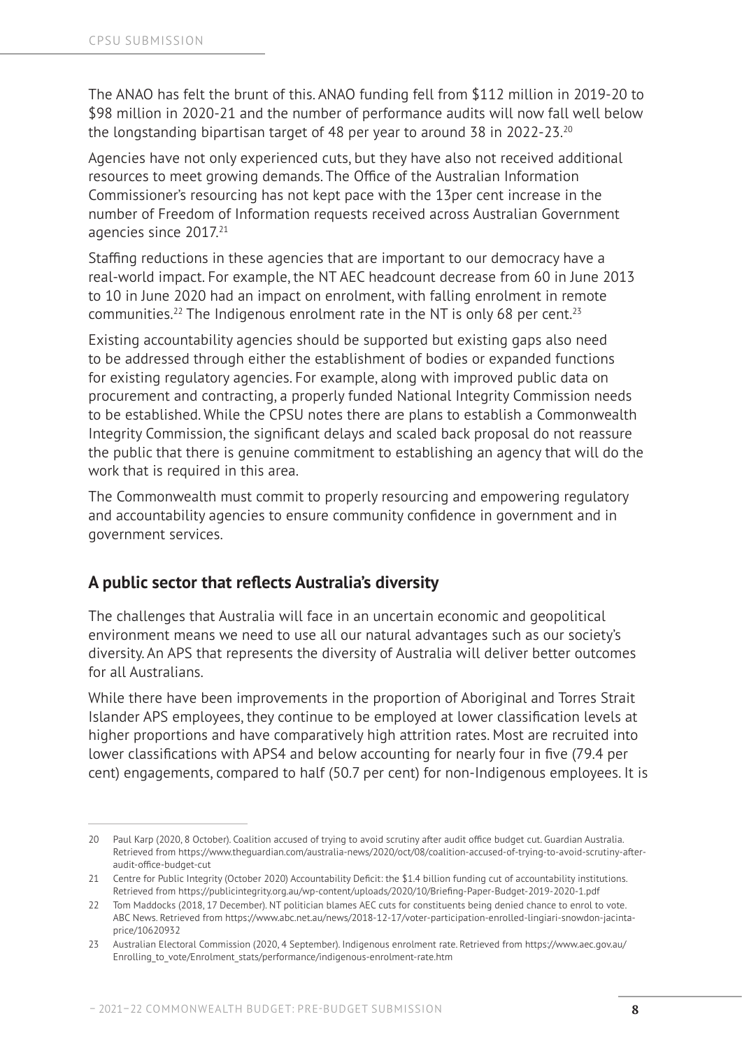The ANAO has felt the brunt of this. ANAO funding fell from $112 million in 2019-20 to $98 million in 2020-21 and the number of performance audits will now fall well below the longstanding bipartisan target of 48 per year to around 38 in 2022-23.[20]

Agencies have not only experienced cuts, but they have also not received additional resources to meet growing demands. The Office of the Australian Information Commissioner's resourcing has not kept pace with the 13per cent increase in the number of Freedom of Information requests received across Australian Government agencies since 2017.[21]

Staffing reductions in these agencies that are important to our democracy have a real-world impact. For example, the NT AEC headcount decrease from 60 in June 2013 to 10 in June 2020 had an impact on enrolment, with falling enrolment in remote communities.[22] The Indigenous enrolment rate in the NT is only 68 per cent.[23]

Existing accountability agencies should be supported but existing gaps also need to be addressed through either the establishment of bodies or expanded functions for existing regulatory agencies. For example, along with improved public data on procurement and contracting, a properly funded National Integrity Commission needs to be established. While the CPSU notes there are plans to establish a Commonwealth Integrity Commission, the significant delays and scaled back proposal do not reassure the public that there is genuine commitment to establishing an agency that will do the work that is required in this area.

The Commonwealth must commit to properly resourcing and empowering regulatory and accountability agencies to ensure community confidence in government and in government services.

## A public sector that reflects Australia's diversity

The challenges that Australia will face in an uncertain economic and geopolitical environment means we need to use all our natural advantages such as our society's diversity. An APS that represents the diversity of Australia will deliver better outcomes for all Australians.

While there have been improvements in the proportion of Aboriginal and Torres Strait Islander APS employees, they continue to be employed at lower classification levels at higher proportions and have comparatively high attrition rates. Most are recruited into lower classifications with APS4 and below accounting for nearly four in five (79.4 per cent) engagements, compared to half (50.7 per cent) for non-Indigenous employees. It is

---

20 Paul Karp (2020, 8 October). Coalition accused of trying to avoid scrutiny after audit office budget cut. Guardian Australia. Retrieved from https://www.theguardian.com/australia-news/2020/oct/08/coalition-accused-of-trying-to-avoid-scrutiny-after-audit-office-budget-cut

21 Centre for Public Integrity (October 2020) Accountability Deficit: the $1.4 billion funding cut of accountability institutions. Retrieved from https://publicintegrity.org.au/wp-content/uploads/2020/10/Briefing-Paper-Budget-2019-2020-1.pdf

22 Tom Maddocks (2018, 17 December). NT politician blames AEC cuts for constituents being denied chance to enrol to vote. ABC News. Retrieved from https://www.abc.net.au/news/2018-12-17/voter-participation-enrolled-lingiari-snowdon-jacinta-price/10620932

23 Australian Electoral Commission (2020, 4 September). Indigenous enrolment rate. Retrieved from https://www.aec.gov.au/Enrolling_to_vote/Enrolment_stats/performance/indigenous-enrolment-rate.htm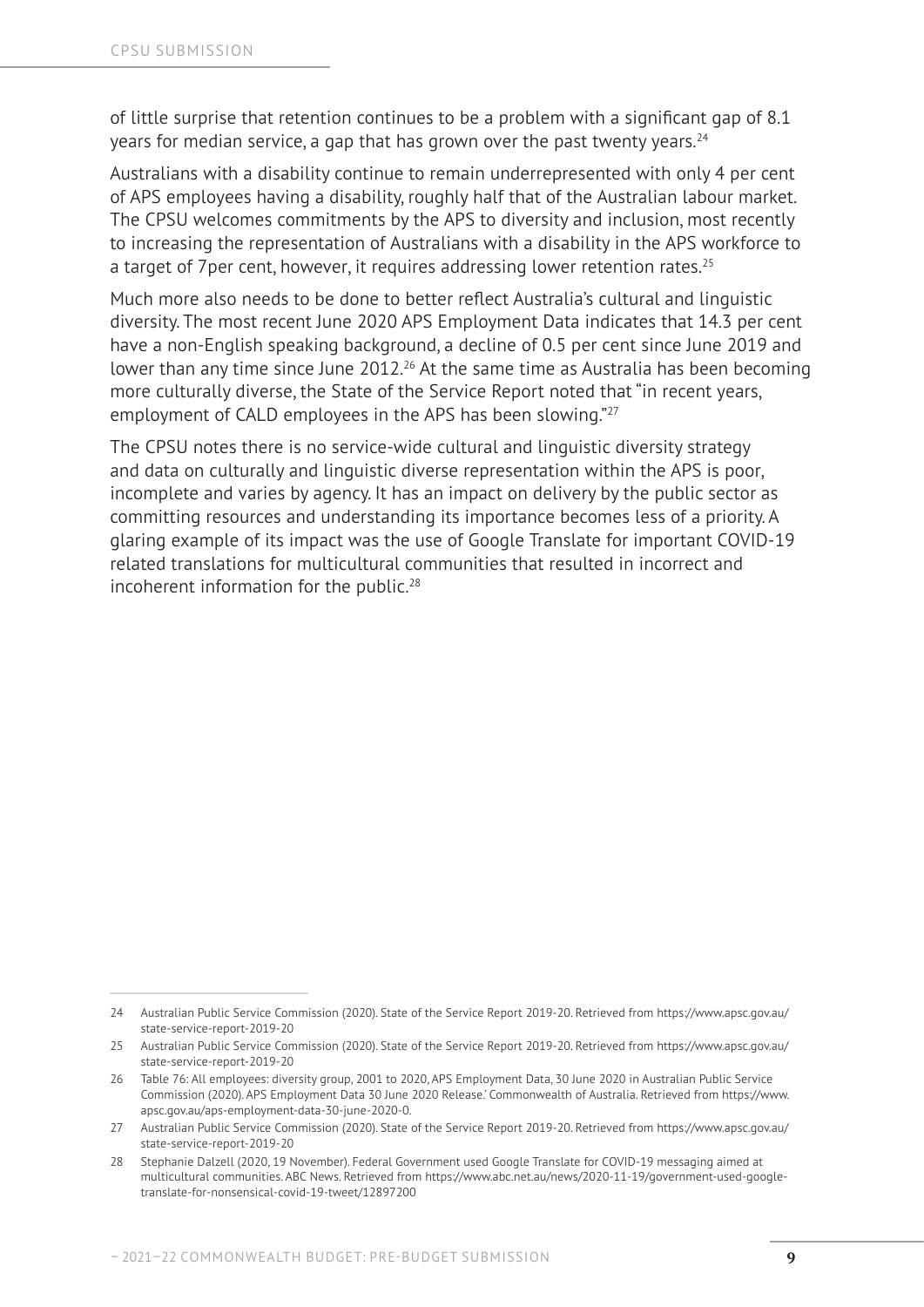of little surprise that retention continues to be a problem with a significant gap of 8.1 years for median service, a gap that has grown over the past twenty years.[24]

Australians with a disability continue to remain underrepresented with only 4 per cent of APS employees having a disability, roughly half that of the Australian labour market. The CPSU welcomes commitments by the APS to diversity and inclusion, most recently to increasing the representation of Australians with a disability in the APS workforce to a target of 7per cent, however, it requires addressing lower retention rates.[25]

Much more also needs to be done to better reflect Australia's cultural and linguistic diversity. The most recent June 2020 APS Employment Data indicates that 14.3 per cent have a non-English speaking background, a decline of 0.5 per cent since June 2019 and lower than any time since June 2012.[26] At the same time as Australia has been becoming more culturally diverse, the State of the Service Report noted that "in recent years, employment of CALD employees in the APS has been slowing."[27]

The CPSU notes there is no service-wide cultural and linguistic diversity strategy and data on culturally and linguistic diverse representation within the APS is poor, incomplete and varies by agency. It has an impact on delivery by the public sector as committing resources and understanding its importance becomes less of a priority. A glaring example of its impact was the use of Google Translate for important COVID-19 related translations for multicultural communities that resulted in incorrect and incoherent information for the public.[28]

---

24 Australian Public Service Commission (2020). State of the Service Report 2019-20. Retrieved from https://www.apsc.gov.au/state-service-report-2019-20

25 Australian Public Service Commission (2020). State of the Service Report 2019-20. Retrieved from https://www.apsc.gov.au/state-service-report-2019-20

26 Table 76: All employees: diversity group, 2001 to 2020, APS Employment Data, 30 June 2020 in Australian Public Service Commission (2020). APS Employment Data 30 June 2020 Release.' Commonwealth of Australia. Retrieved from https://www.apsc.gov.au/aps-employment-data-30-june-2020-0.

27 Australian Public Service Commission (2020). State of the Service Report 2019-20. Retrieved from https://www.apsc.gov.au/state-service-report-2019-20

28 Stephanie Dalzell (2020, 19 November). Federal Government used Google Translate for COVID-19 messaging aimed at multicultural communities. ABC News. Retrieved from https://www.abc.net.au/news/2020-11-19/government-used-google-translate-for-nonsensical-covid-19-tweet/12897200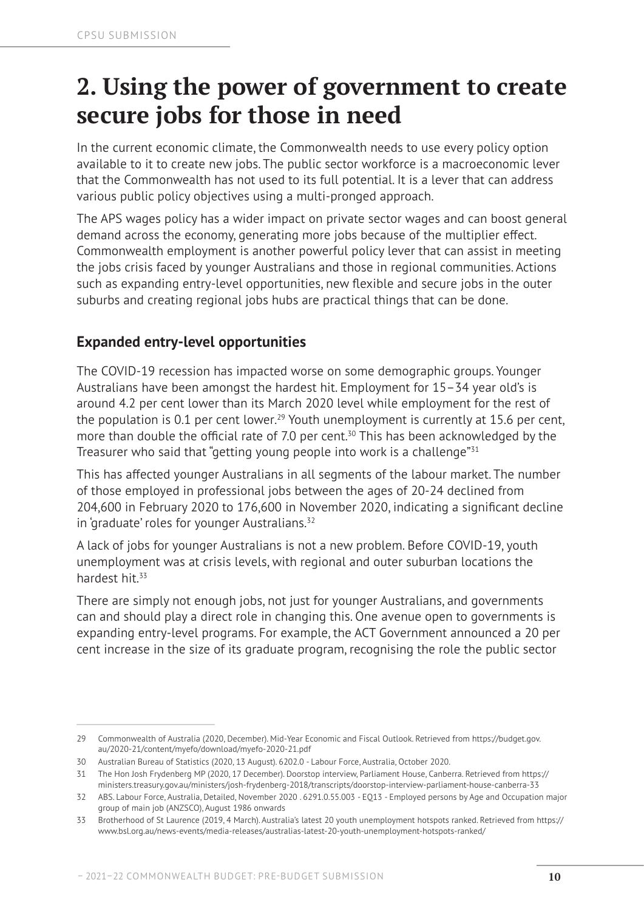# 2. Using the power of government to create secure jobs for those in need

In the current economic climate, the Commonwealth needs to use every policy option available to it to create new jobs. The public sector workforce is a macroeconomic lever that the Commonwealth has not used to its full potential. It is a lever that can address various public policy objectives using a multi-pronged approach.

The APS wages policy has a wider impact on private sector wages and can boost general demand across the economy, generating more jobs because of the multiplier effect. Commonwealth employment is another powerful policy lever that can assist in meeting the jobs crisis faced by younger Australians and those in regional communities. Actions such as expanding entry-level opportunities, new flexible and secure jobs in the outer suburbs and creating regional jobs hubs are practical things that can be done.

## Expanded entry-level opportunities

The COVID-19 recession has impacted worse on some demographic groups. Younger Australians have been amongst the hardest hit. Employment for 15–34 year old's is around 4.2 per cent lower than its March 2020 level while employment for the rest of the population is 0.1 per cent lower.[29] Youth unemployment is currently at 15.6 per cent, more than double the official rate of 7.0 per cent.[30] This has been acknowledged by the Treasurer who said that "getting young people into work is a challenge"[31]

This has affected younger Australians in all segments of the labour market. The number of those employed in professional jobs between the ages of 20-24 declined from 204,600 in February 2020 to 176,600 in November 2020, indicating a significant decline in 'graduate' roles for younger Australians.[32]

A lack of jobs for younger Australians is not a new problem. Before COVID-19, youth unemployment was at crisis levels, with regional and outer suburban locations the hardest hit.[33]

There are simply not enough jobs, not just for younger Australians, and governments can and should play a direct role in changing this. One avenue open to governments is expanding entry-level programs. For example, the ACT Government announced a 20 per cent increase in the size of its graduate program, recognising the role the public sector

---

29 Commonwealth of Australia (2020, December). Mid-Year Economic and Fiscal Outlook. Retrieved from https://budget.gov.au/2020-21/content/myefo/download/myefo-2020-21.pdf

30 Australian Bureau of Statistics (2020, 13 August). 6202.0 - Labour Force, Australia, October 2020.

31 The Hon Josh Frydenberg MP (2020, 17 December). Doorstop interview, Parliament House, Canberra. Retrieved from https://ministers.treasury.gov.au/ministers/josh-frydenberg-2018/transcripts/doorstop-interview-parliament-house-canberra-33

32 ABS. Labour Force, Australia, Detailed, November 2020 . 6291.0.55.003 - EQ13 - Employed persons by Age and Occupation major group of main job (ANZSCO), August 1986 onwards

33 Brotherhood of St Laurence (2019, 4 March). Australia's latest 20 youth unemployment hotspots ranked. Retrieved from https://www.bsl.org.au/news-events/media-releases/australias-latest-20-youth-unemployment-hotspots-ranked/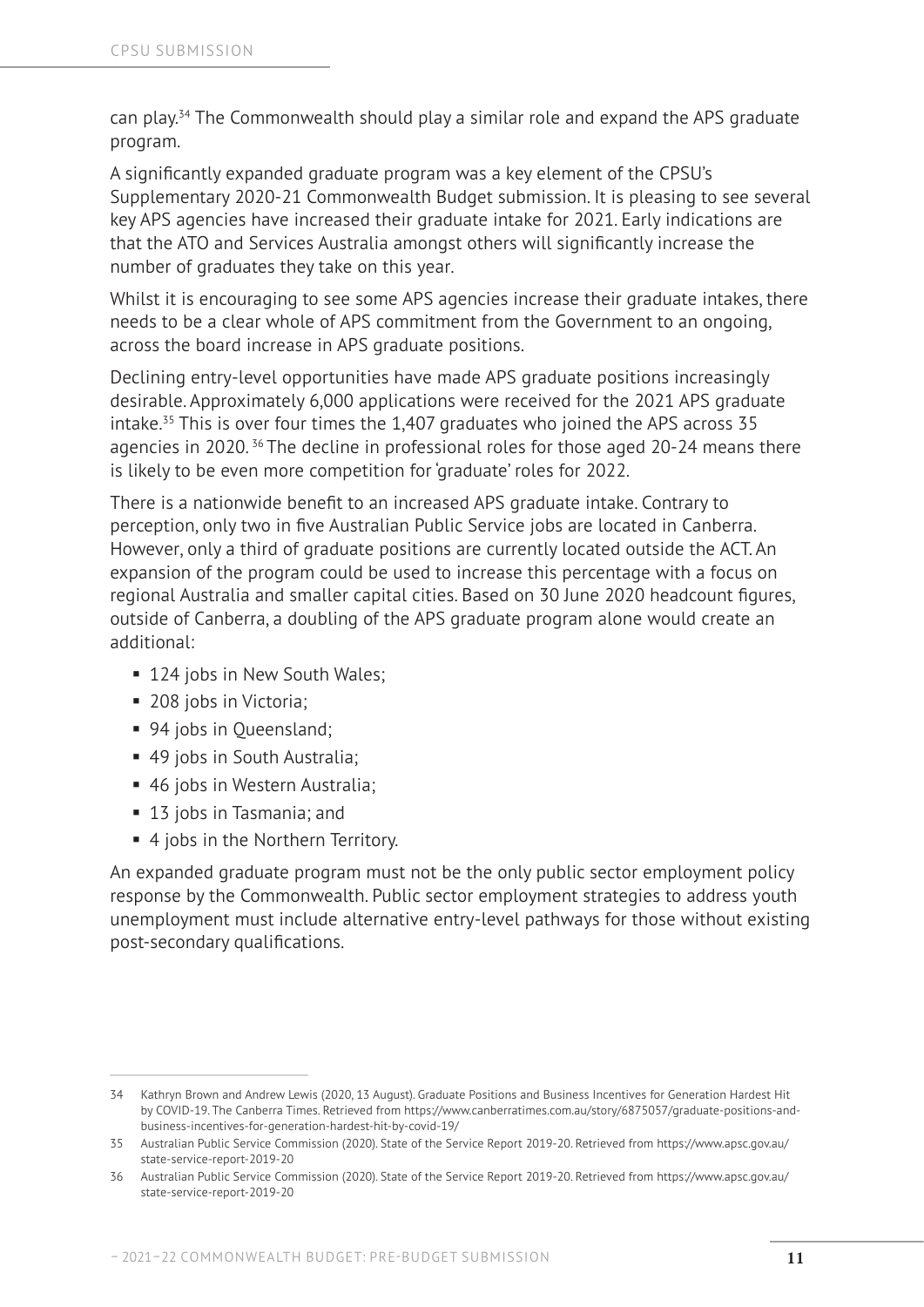can play.[34] The Commonwealth should play a similar role and expand the APS graduate program.

A significantly expanded graduate program was a key element of the CPSU's Supplementary 2020-21 Commonwealth Budget submission. It is pleasing to see several key APS agencies have increased their graduate intake for 2021. Early indications are that the ATO and Services Australia amongst others will significantly increase the number of graduates they take on this year.

Whilst it is encouraging to see some APS agencies increase their graduate intakes, there needs to be a clear whole of APS commitment from the Government to an ongoing, across the board increase in APS graduate positions.

Declining entry-level opportunities have made APS graduate positions increasingly desirable. Approximately 6,000 applications were received for the 2021 APS graduate intake.[35] This is over four times the 1,407 graduates who joined the APS across 35 agencies in 2020.[36] The decline in professional roles for those aged 20-24 means there is likely to be even more competition for 'graduate' roles for 2022.

There is a nationwide benefit to an increased APS graduate intake. Contrary to perception, only two in five Australian Public Service jobs are located in Canberra. However, only a third of graduate positions are currently located outside the ACT. An expansion of the program could be used to increase this percentage with a focus on regional Australia and smaller capital cities. Based on 30 June 2020 headcount figures, outside of Canberra, a doubling of the APS graduate program alone would create an additional:

- 124 jobs in New South Wales;
- 208 jobs in Victoria;
- 94 jobs in Queensland;
- 49 jobs in South Australia;
- 46 jobs in Western Australia;
- 13 jobs in Tasmania; and
- 4 jobs in the Northern Territory.

An expanded graduate program must not be the only public sector employment policy response by the Commonwealth. Public sector employment strategies to address youth unemployment must include alternative entry-level pathways for those without existing post-secondary qualifications.

---

34 Kathryn Brown and Andrew Lewis (2020, 13 August). Graduate Positions and Business Incentives for Generation Hardest Hit by COVID-19. The Canberra Times. Retrieved from https://www.canberratimes.com.au/story/6875057/graduate-positions-and-business-incentives-for-generation-hardest-hit-by-covid-19/

35 Australian Public Service Commission (2020). State of the Service Report 2019-20. Retrieved from https://www.apsc.gov.au/state-service-report-2019-20

36 Australian Public Service Commission (2020). State of the Service Report 2019-20. Retrieved from https://www.apsc.gov.au/state-service-report-2019-20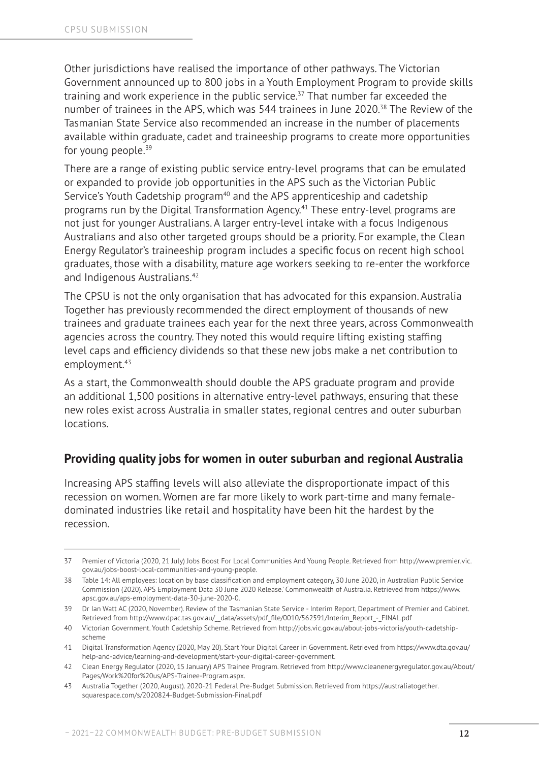Other jurisdictions have realised the importance of other pathways. The Victorian Government announced up to 800 jobs in a Youth Employment Program to provide skills training and work experience in the public service.[37] That number far exceeded the number of trainees in the APS, which was 544 trainees in June 2020.[38] The Review of the Tasmanian State Service also recommended an increase in the number of placements available within graduate, cadet and traineeship programs to create more opportunities for young people.[39]

There are a range of existing public service entry-level programs that can be emulated or expanded to provide job opportunities in the APS such as the Victorian Public Service's Youth Cadetship program[40] and the APS apprenticeship and cadetship programs run by the Digital Transformation Agency.[41] These entry-level programs are not just for younger Australians. A larger entry-level intake with a focus Indigenous Australians and also other targeted groups should be a priority. For example, the Clean Energy Regulator's traineeship program includes a specific focus on recent high school graduates, those with a disability, mature age workers seeking to re-enter the workforce and Indigenous Australians.[42]

The CPSU is not the only organisation that has advocated for this expansion. Australia Together has previously recommended the direct employment of thousands of new trainees and graduate trainees each year for the next three years, across Commonwealth agencies across the country. They noted this would require lifting existing staffing level caps and efficiency dividends so that these new jobs make a net contribution to employment.[43]

As a start, the Commonwealth should double the APS graduate program and provide an additional 1,500 positions in alternative entry-level pathways, ensuring that these new roles exist across Australia in smaller states, regional centres and outer suburban locations.

## Providing quality jobs for women in outer suburban and regional Australia

Increasing APS staffing levels will also alleviate the disproportionate impact of this recession on women. Women are far more likely to work part-time and many female-dominated industries like retail and hospitality have been hit the hardest by the recession.

---

37 Premier of Victoria (2020, 21 July) Jobs Boost For Local Communities And Young People. Retrieved from http://www.premier.vic.gov.au/jobs-boost-local-communities-and-young-people.

38 Table 14: All employees: location by base classification and employment category, 30 June 2020, in Australian Public Service Commission (2020). APS Employment Data 30 June 2020 Release.' Commonwealth of Australia. Retrieved from https://www.apsc.gov.au/aps-employment-data-30-june-2020-0.

39 Dr Ian Watt AC (2020, November). Review of the Tasmanian State Service - Interim Report, Department of Premier and Cabinet. Retrieved from http://www.dpac.tas.gov.au/__data/assets/pdf_file/0010/562591/Interim_Report_-_FINAL.pdf

40 Victorian Government. Youth Cadetship Scheme. Retrieved from http://jobs.vic.gov.au/about-jobs-victoria/youth-cadetship-scheme

41 Digital Transformation Agency (2020, May 20). Start Your Digital Career in Government. Retrieved from https://www.dta.gov.au/help-and-advice/learning-and-development/start-your-digital-career-government.

42 Clean Energy Regulator (2020, 15 January) APS Trainee Program. Retrieved from http://www.cleanenergyregulator.gov.au/About/Pages/Work%20for%20us/APS-Trainee-Program.aspx.

43 Australia Together (2020, August). 2020-21 Federal Pre-Budget Submission. Retrieved from https://australiatogether.squarespace.com/s/2020824-Budget-Submission-Final.pdf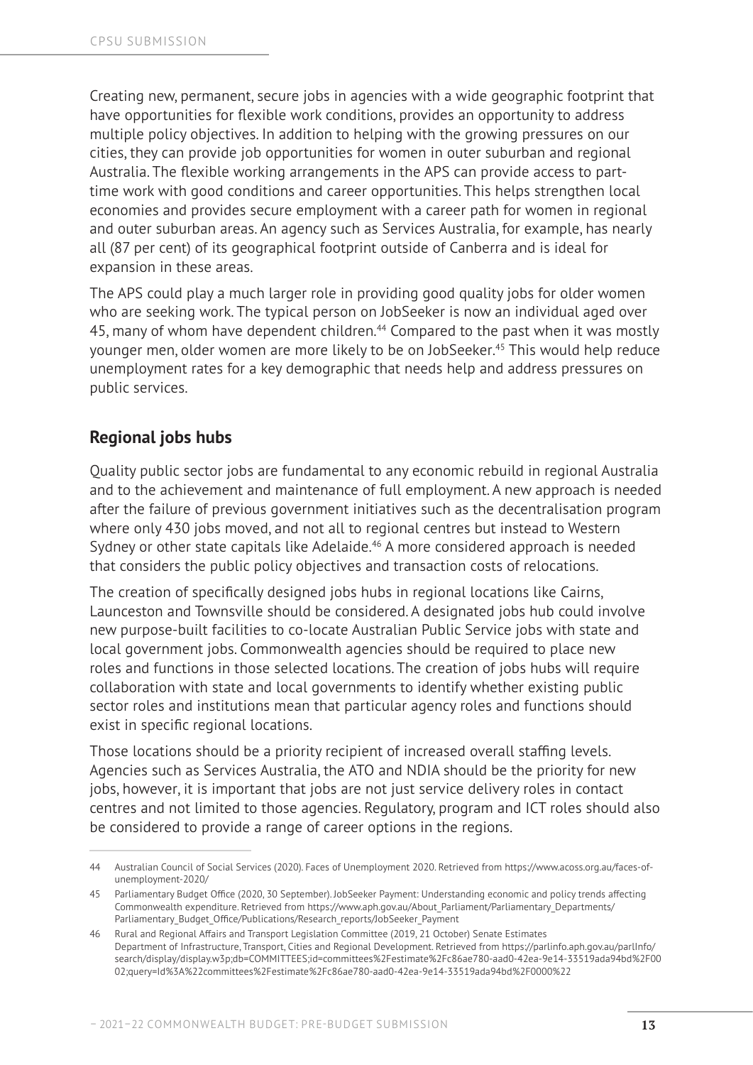Creating new, permanent, secure jobs in agencies with a wide geographic footprint that have opportunities for flexible work conditions, provides an opportunity to address multiple policy objectives. In addition to helping with the growing pressures on our cities, they can provide job opportunities for women in outer suburban and regional Australia. The flexible working arrangements in the APS can provide access to part-time work with good conditions and career opportunities. This helps strengthen local economies and provides secure employment with a career path for women in regional and outer suburban areas. An agency such as Services Australia, for example, has nearly all (87 per cent) of its geographical footprint outside of Canberra and is ideal for expansion in these areas.

The APS could play a much larger role in providing good quality jobs for older women who are seeking work. The typical person on JobSeeker is now an individual aged over 45, many of whom have dependent children.[44] Compared to the past when it was mostly younger men, older women are more likely to be on JobSeeker.[45] This would help reduce unemployment rates for a key demographic that needs help and address pressures on public services.

## Regional jobs hubs

Quality public sector jobs are fundamental to any economic rebuild in regional Australia and to the achievement and maintenance of full employment. A new approach is needed after the failure of previous government initiatives such as the decentralisation program where only 430 jobs moved, and not all to regional centres but instead to Western Sydney or other state capitals like Adelaide.[46] A more considered approach is needed that considers the public policy objectives and transaction costs of relocations.

The creation of specifically designed jobs hubs in regional locations like Cairns, Launceston and Townsville should be considered. A designated jobs hub could involve new purpose-built facilities to co-locate Australian Public Service jobs with state and local government jobs. Commonwealth agencies should be required to place new roles and functions in those selected locations. The creation of jobs hubs will require collaboration with state and local governments to identify whether existing public sector roles and institutions mean that particular agency roles and functions should exist in specific regional locations.

Those locations should be a priority recipient of increased overall staffing levels. Agencies such as Services Australia, the ATO and NDIA should be the priority for new jobs, however, it is important that jobs are not just service delivery roles in contact centres and not limited to those agencies. Regulatory, program and ICT roles should also be considered to provide a range of career options in the regions.

---

44 Australian Council of Social Services (2020). Faces of Unemployment 2020. Retrieved from https://www.acoss.org.au/faces-of-unemployment-2020/

45 Parliamentary Budget Office (2020, 30 September). JobSeeker Payment: Understanding economic and policy trends affecting Commonwealth expenditure. Retrieved from https://www.aph.gov.au/About_Parliament/Parliamentary_Departments/Parliamentary_Budget_Office/Publications/Research_reports/JobSeeker_Payment

46 Rural and Regional Affairs and Transport Legislation Committee (2019, 21 October) Senate Estimates Department of Infrastructure, Transport, Cities and Regional Development. Retrieved from https://parlinfo.aph.gov.au/parlInfo/search/display/display.w3p;db=COMMITTEES;id=committees%2Festimate%2Fc86ae780-aad0-42ea-9e14-33519ada94bd%2F0002;query=Id%3A%22committees%2Festimate%2Fc86ae780-aad0-42ea-9e14-33519ada94bd%2F0000%22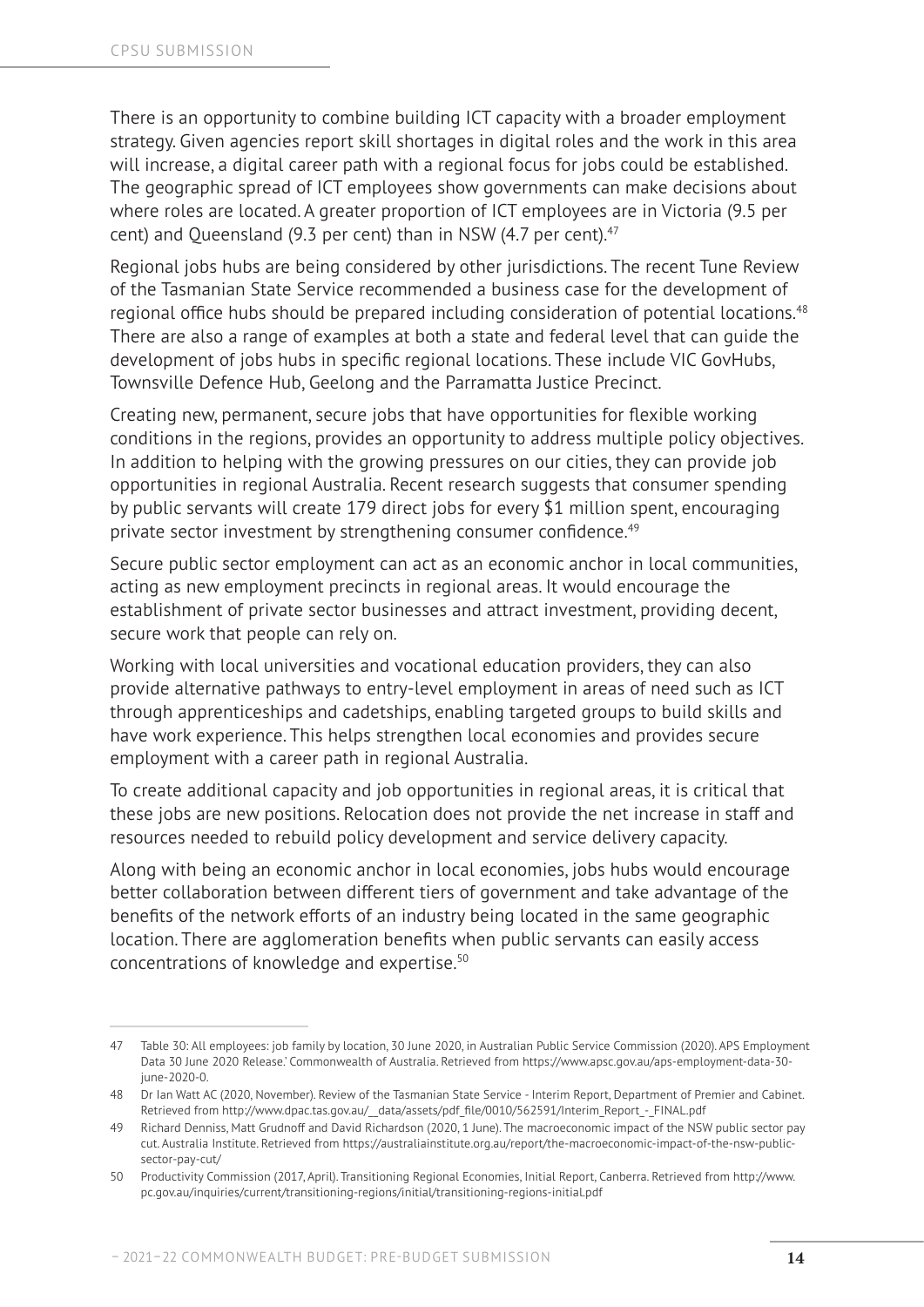There is an opportunity to combine building ICT capacity with a broader employment strategy. Given agencies report skill shortages in digital roles and the work in this area will increase, a digital career path with a regional focus for jobs could be established. The geographic spread of ICT employees show governments can make decisions about where roles are located. A greater proportion of ICT employees are in Victoria (9.5 per cent) and Queensland (9.3 per cent) than in NSW (4.7 per cent).[47]

Regional jobs hubs are being considered by other jurisdictions. The recent Tune Review of the Tasmanian State Service recommended a business case for the development of regional office hubs should be prepared including consideration of potential locations.[48] There are also a range of examples at both a state and federal level that can guide the development of jobs hubs in specific regional locations. These include VIC GovHubs, Townsville Defence Hub, Geelong and the Parramatta Justice Precinct.

Creating new, permanent, secure jobs that have opportunities for flexible working conditions in the regions, provides an opportunity to address multiple policy objectives. In addition to helping with the growing pressures on our cities, they can provide job opportunities in regional Australia. Recent research suggests that consumer spending by public servants will create 179 direct jobs for every $1 million spent, encouraging private sector investment by strengthening consumer confidence.[49]

Secure public sector employment can act as an economic anchor in local communities, acting as new employment precincts in regional areas. It would encourage the establishment of private sector businesses and attract investment, providing decent, secure work that people can rely on.

Working with local universities and vocational education providers, they can also provide alternative pathways to entry-level employment in areas of need such as ICT through apprenticeships and cadetships, enabling targeted groups to build skills and have work experience. This helps strengthen local economies and provides secure employment with a career path in regional Australia.

To create additional capacity and job opportunities in regional areas, it is critical that these jobs are new positions. Relocation does not provide the net increase in staff and resources needed to rebuild policy development and service delivery capacity.

Along with being an economic anchor in local economies, jobs hubs would encourage better collaboration between different tiers of government and take advantage of the benefits of the network efforts of an industry being located in the same geographic location. There are agglomeration benefits when public servants can easily access concentrations of knowledge and expertise.[50]

---

47 Table 30: All employees: job family by location, 30 June 2020, in Australian Public Service Commission (2020). APS Employment Data 30 June 2020 Release.' Commonwealth of Australia. Retrieved from https://www.apsc.gov.au/aps-employment-data-30-june-2020-0.

48 Dr Ian Watt AC (2020, November). Review of the Tasmanian State Service - Interim Report, Department of Premier and Cabinet. Retrieved from http://www.dpac.tas.gov.au/__data/assets/pdf_file/0010/562591/Interim_Report_-_FINAL.pdf

49 Richard Denniss, Matt Grudnoff and David Richardson (2020, 1 June). The macroeconomic impact of the NSW public sector pay cut. Australia Institute. Retrieved from https://australiainstitute.org.au/report/the-macroeconomic-impact-of-the-nsw-public-sector-pay-cut/

50 Productivity Commission (2017, April). Transitioning Regional Economies, Initial Report, Canberra. Retrieved from http://www.pc.gov.au/inquiries/current/transitioning-regions/initial/transitioning-regions-initial.pdf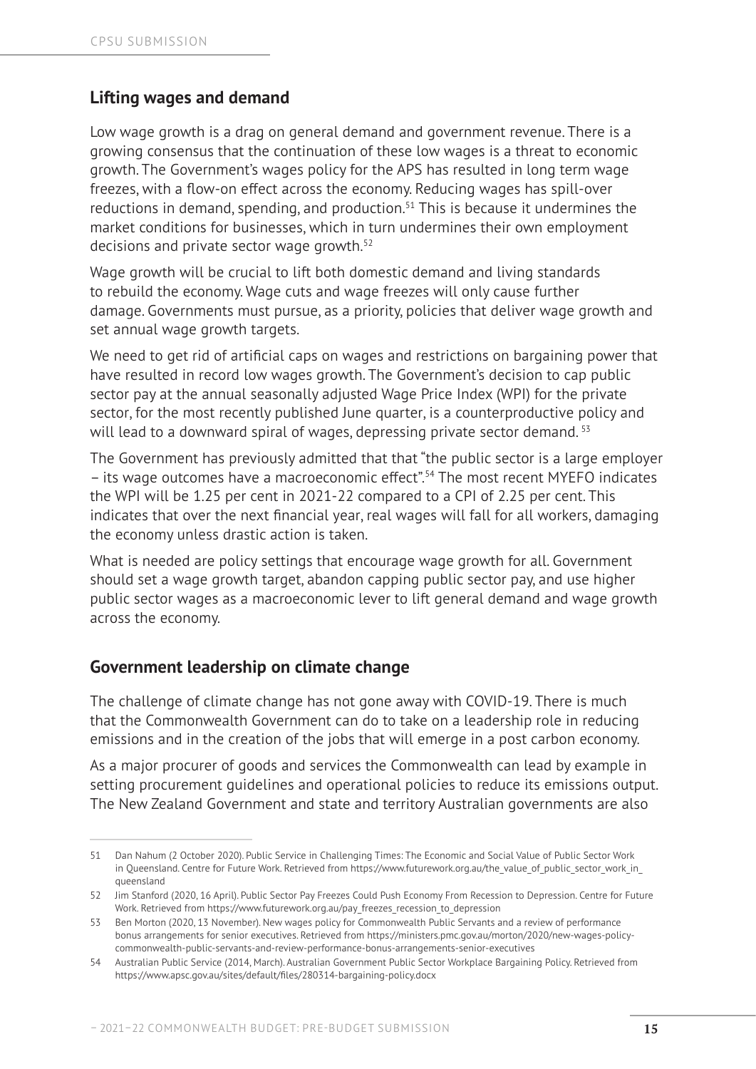## Lifting wages and demand

Low wage growth is a drag on general demand and government revenue. There is a growing consensus that the continuation of these low wages is a threat to economic growth. The Government's wages policy for the APS has resulted in long term wage freezes, with a flow-on effect across the economy. Reducing wages has spill-over reductions in demand, spending, and production.[51] This is because it undermines the market conditions for businesses, which in turn undermines their own employment decisions and private sector wage growth.[52]

Wage growth will be crucial to lift both domestic demand and living standards to rebuild the economy. Wage cuts and wage freezes will only cause further damage. Governments must pursue, as a priority, policies that deliver wage growth and set annual wage growth targets.

We need to get rid of artificial caps on wages and restrictions on bargaining power that have resulted in record low wages growth. The Government's decision to cap public sector pay at the annual seasonally adjusted Wage Price Index (WPI) for the private sector, for the most recently published June quarter, is a counterproductive policy and will lead to a downward spiral of wages, depressing private sector demand.[53]

The Government has previously admitted that that "the public sector is a large employer – its wage outcomes have a macroeconomic effect".[54] The most recent MYEFO indicates the WPI will be 1.25 per cent in 2021-22 compared to a CPI of 2.25 per cent. This indicates that over the next financial year, real wages will fall for all workers, damaging the economy unless drastic action is taken.

What is needed are policy settings that encourage wage growth for all. Government should set a wage growth target, abandon capping public sector pay, and use higher public sector wages as a macroeconomic lever to lift general demand and wage growth across the economy.

## Government leadership on climate change

The challenge of climate change has not gone away with COVID-19. There is much that the Commonwealth Government can do to take on a leadership role in reducing emissions and in the creation of the jobs that will emerge in a post carbon economy.

As a major procurer of goods and services the Commonwealth can lead by example in setting procurement guidelines and operational policies to reduce its emissions output. The New Zealand Government and state and territory Australian governments are also

---

51 Dan Nahum (2 October 2020). Public Service in Challenging Times: The Economic and Social Value of Public Sector Work in Queensland. Centre for Future Work. Retrieved from https://www.futurework.org.au/the_value_of_public_sector_work_in_queensland

52 Jim Stanford (2020, 16 April). Public Sector Pay Freezes Could Push Economy From Recession to Depression. Centre for Future Work. Retrieved from https://www.futurework.org.au/pay_freezes_recession_to_depression

53 Ben Morton (2020, 13 November). New wages policy for Commonwealth Public Servants and a review of performance bonus arrangements for senior executives. Retrieved from https://ministers.pmc.gov.au/morton/2020/new-wages-policy-commonwealth-public-servants-and-review-performance-bonus-arrangements-senior-executives

54 Australian Public Service (2014, March). Australian Government Public Sector Workplace Bargaining Policy. Retrieved from https://www.apsc.gov.au/sites/default/files/280314-bargaining-policy.docx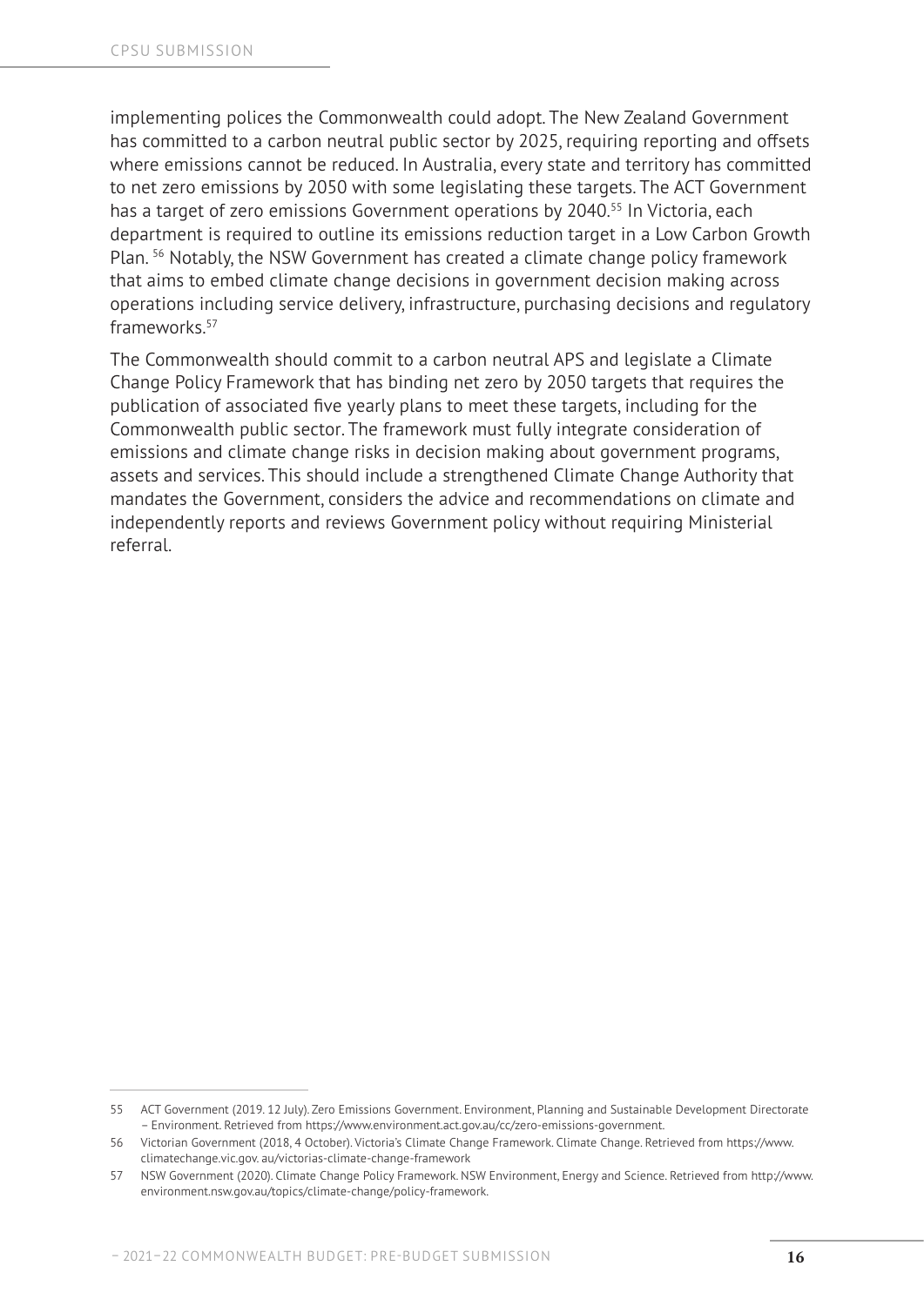implementing polices the Commonwealth could adopt. The New Zealand Government has committed to a carbon neutral public sector by 2025, requiring reporting and offsets where emissions cannot be reduced. In Australia, every state and territory has committed to net zero emissions by 2050 with some legislating these targets. The ACT Government has a target of zero emissions Government operations by 2040.[55] In Victoria, each department is required to outline its emissions reduction target in a Low Carbon Growth Plan. [56] Notably, the NSW Government has created a climate change policy framework that aims to embed climate change decisions in government decision making across operations including service delivery, infrastructure, purchasing decisions and regulatory frameworks.[57]

The Commonwealth should commit to a carbon neutral APS and legislate a Climate Change Policy Framework that has binding net zero by 2050 targets that requires the publication of associated five yearly plans to meet these targets, including for the Commonwealth public sector. The framework must fully integrate consideration of emissions and climate change risks in decision making about government programs, assets and services. This should include a strengthened Climate Change Authority that mandates the Government, considers the advice and recommendations on climate and independently reports and reviews Government policy without requiring Ministerial referral.

---

55 ACT Government (2019. 12 July). Zero Emissions Government. Environment, Planning and Sustainable Development Directorate – Environment. Retrieved from https://www.environment.act.gov.au/cc/zero-emissions-government.

56 Victorian Government (2018, 4 October). Victoria's Climate Change Framework. Climate Change. Retrieved from https://www.climatechange.vic.gov. au/victorias-climate-change-framework

57 NSW Government (2020). Climate Change Policy Framework. NSW Environment, Energy and Science. Retrieved from http://www.environment.nsw.gov.au/topics/climate-change/policy-framework.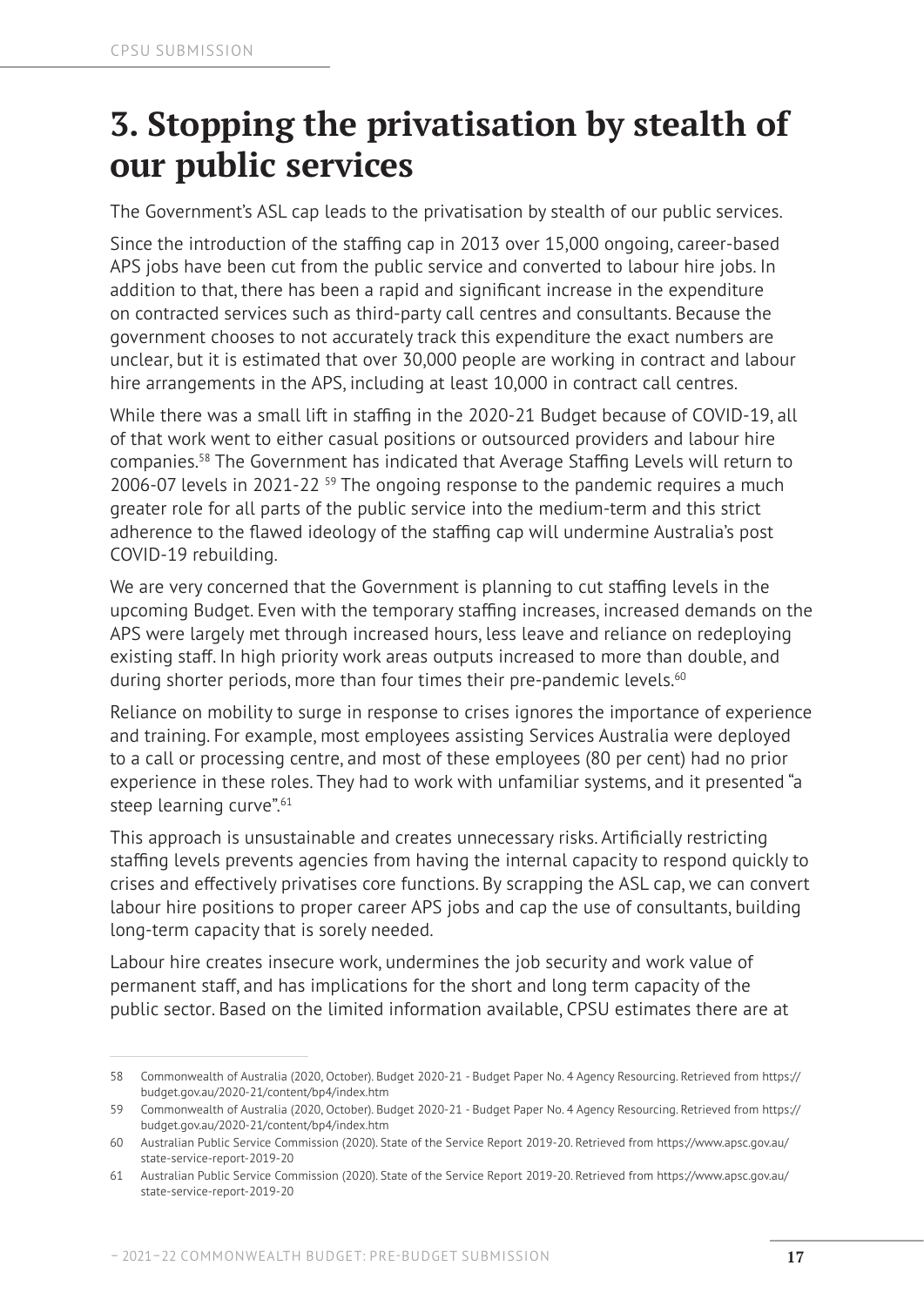# 3. Stopping the privatisation by stealth of our public services

The Government's ASL cap leads to the privatisation by stealth of our public services.

Since the introduction of the staffing cap in 2013 over 15,000 ongoing, career-based APS jobs have been cut from the public service and converted to labour hire jobs. In addition to that, there has been a rapid and significant increase in the expenditure on contracted services such as third-party call centres and consultants. Because the government chooses to not accurately track this expenditure the exact numbers are unclear, but it is estimated that over 30,000 people are working in contract and labour hire arrangements in the APS, including at least 10,000 in contract call centres.

While there was a small lift in staffing in the 2020-21 Budget because of COVID-19, all of that work went to either casual positions or outsourced providers and labour hire companies.[58] The Government has indicated that Average Staffing Levels will return to 2006-07 levels in 2021-22 [59] The ongoing response to the pandemic requires a much greater role for all parts of the public service into the medium-term and this strict adherence to the flawed ideology of the staffing cap will undermine Australia's post COVID-19 rebuilding.

We are very concerned that the Government is planning to cut staffing levels in the upcoming Budget. Even with the temporary staffing increases, increased demands on the APS were largely met through increased hours, less leave and reliance on redeploying existing staff. In high priority work areas outputs increased to more than double, and during shorter periods, more than four times their pre-pandemic levels.[60]

Reliance on mobility to surge in response to crises ignores the importance of experience and training. For example, most employees assisting Services Australia were deployed to a call or processing centre, and most of these employees (80 per cent) had no prior experience in these roles. They had to work with unfamiliar systems, and it presented "a steep learning curve".[61]

This approach is unsustainable and creates unnecessary risks. Artificially restricting staffing levels prevents agencies from having the internal capacity to respond quickly to crises and effectively privatises core functions. By scrapping the ASL cap, we can convert labour hire positions to proper career APS jobs and cap the use of consultants, building long-term capacity that is sorely needed.

Labour hire creates insecure work, undermines the job security and work value of permanent staff, and has implications for the short and long term capacity of the public sector. Based on the limited information available, CPSU estimates there are at

---

58 Commonwealth of Australia (2020, October). Budget 2020-21 - Budget Paper No. 4 Agency Resourcing. Retrieved from https://budget.gov.au/2020-21/content/bp4/index.htm

59 Commonwealth of Australia (2020, October). Budget 2020-21 - Budget Paper No. 4 Agency Resourcing. Retrieved from https://budget.gov.au/2020-21/content/bp4/index.htm

60 Australian Public Service Commission (2020). State of the Service Report 2019-20. Retrieved from https://www.apsc.gov.au/state-service-report-2019-20

61 Australian Public Service Commission (2020). State of the Service Report 2019-20. Retrieved from https://www.apsc.gov.au/state-service-report-2019-20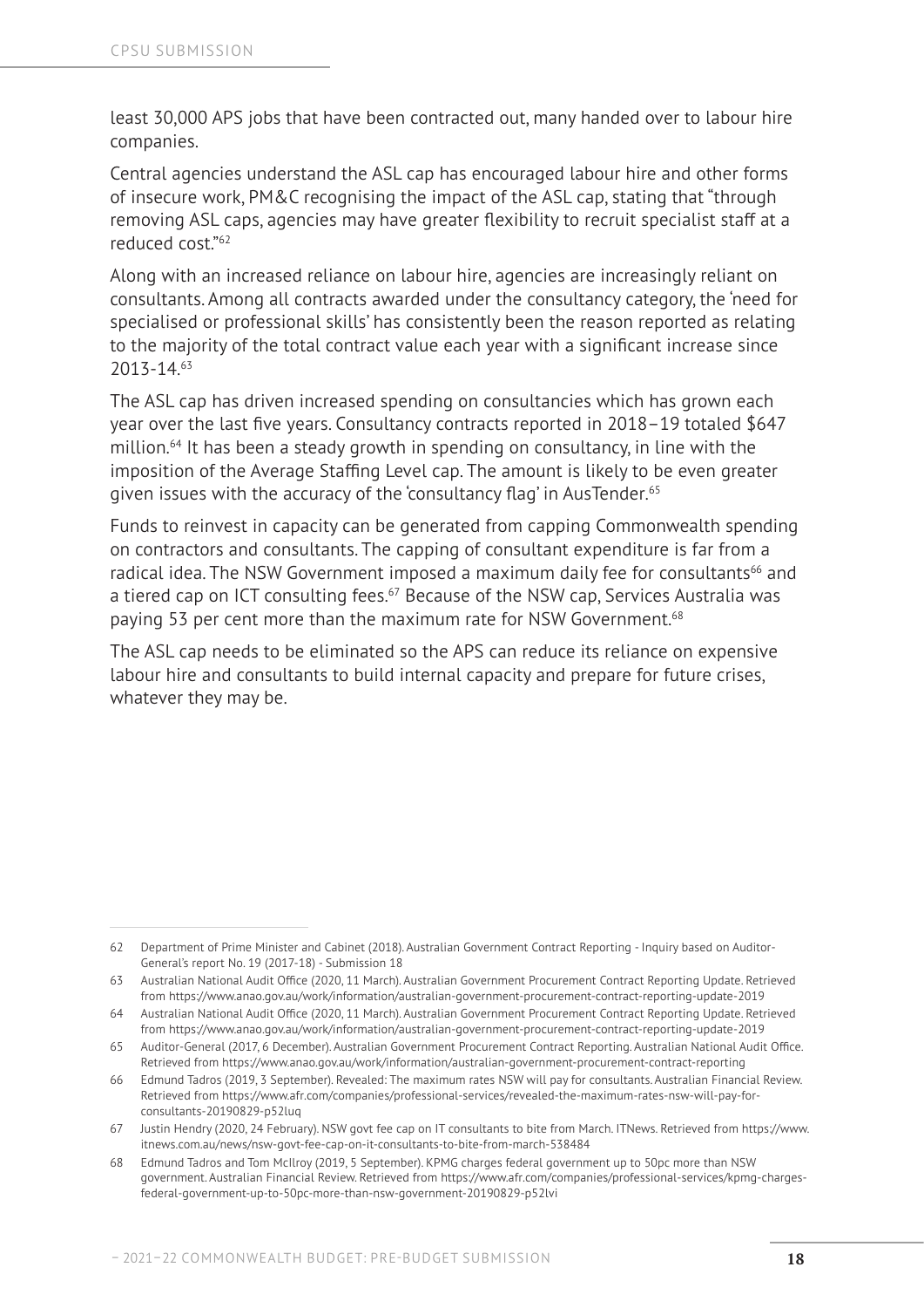least 30,000 APS jobs that have been contracted out, many handed over to labour hire companies.

Central agencies understand the ASL cap has encouraged labour hire and other forms of insecure work, PM&C recognising the impact of the ASL cap, stating that "through removing ASL caps, agencies may have greater flexibility to recruit specialist staff at a reduced cost."[62]

Along with an increased reliance on labour hire, agencies are increasingly reliant on consultants. Among all contracts awarded under the consultancy category, the 'need for specialised or professional skills' has consistently been the reason reported as relating to the majority of the total contract value each year with a significant increase since 2013-14.[63]

The ASL cap has driven increased spending on consultancies which has grown each year over the last five years. Consultancy contracts reported in 2018–19 totaled $647 million.[64] It has been a steady growth in spending on consultancy, in line with the imposition of the Average Staffing Level cap. The amount is likely to be even greater given issues with the accuracy of the 'consultancy flag' in AusTender.[65]

Funds to reinvest in capacity can be generated from capping Commonwealth spending on contractors and consultants. The capping of consultant expenditure is far from a radical idea. The NSW Government imposed a maximum daily fee for consultants[66] and a tiered cap on ICT consulting fees.[67] Because of the NSW cap, Services Australia was paying 53 per cent more than the maximum rate for NSW Government.[68]

The ASL cap needs to be eliminated so the APS can reduce its reliance on expensive labour hire and consultants to build internal capacity and prepare for future crises, whatever they may be.

---

62 Department of Prime Minister and Cabinet (2018). Australian Government Contract Reporting - Inquiry based on Auditor-General's report No. 19 (2017-18) - Submission 18

63 Australian National Audit Office (2020, 11 March). Australian Government Procurement Contract Reporting Update. Retrieved from https://www.anao.gov.au/work/information/australian-government-procurement-contract-reporting-update-2019

64 Australian National Audit Office (2020, 11 March). Australian Government Procurement Contract Reporting Update. Retrieved from https://www.anao.gov.au/work/information/australian-government-procurement-contract-reporting-update-2019

65 Auditor-General (2017, 6 December). Australian Government Procurement Contract Reporting. Australian National Audit Office. Retrieved from https://www.anao.gov.au/work/information/australian-government-procurement-contract-reporting

66 Edmund Tadros (2019, 3 September). Revealed: The maximum rates NSW will pay for consultants. Australian Financial Review. Retrieved from https://www.afr.com/companies/professional-services/revealed-the-maximum-rates-nsw-will-pay-for-consultants-20190829-p52luq

67 Justin Hendry (2020, 24 February). NSW govt fee cap on IT consultants to bite from March. ITNews. Retrieved from https://www.itnews.com.au/news/nsw-govt-fee-cap-on-it-consultants-to-bite-from-march-538484

68 Edmund Tadros and Tom McIlroy (2019, 5 September). KPMG charges federal government up to 50pc more than NSW government. Australian Financial Review. Retrieved from https://www.afr.com/companies/professional-services/kpmg-charges-federal-government-up-to-50pc-more-than-nsw-government-20190829-p52lvi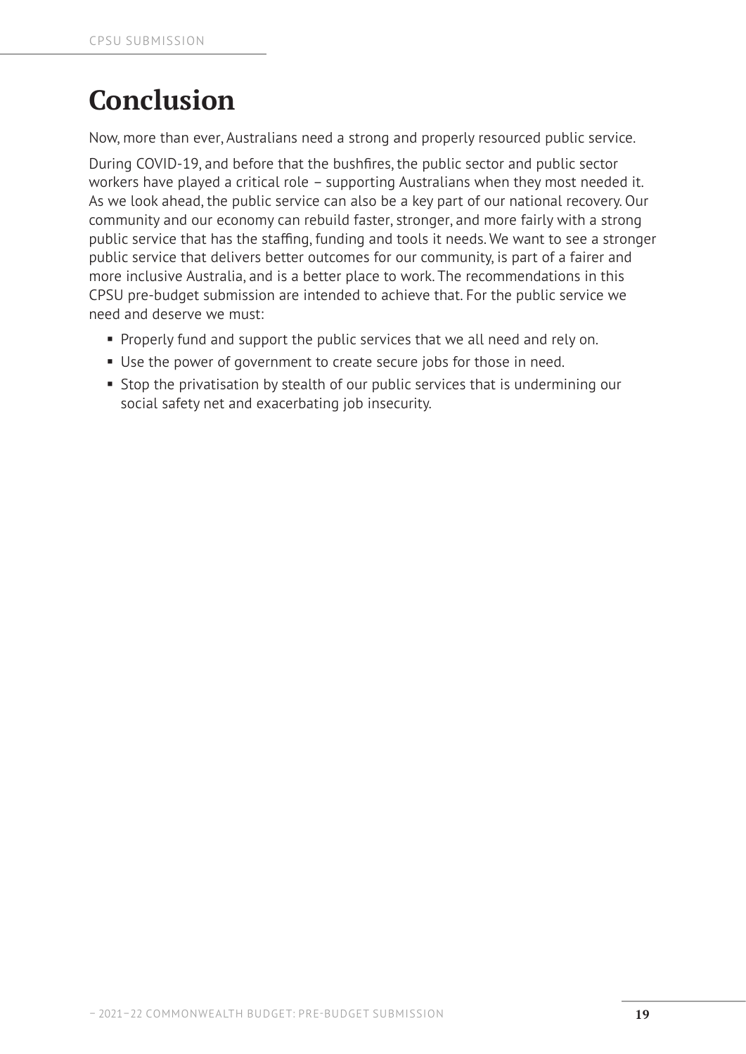# Conclusion

Now, more than ever, Australians need a strong and properly resourced public service.

During COVID-19, and before that the bushfires, the public sector and public sector workers have played a critical role – supporting Australians when they most needed it. As we look ahead, the public service can also be a key part of our national recovery. Our community and our economy can rebuild faster, stronger, and more fairly with a strong public service that has the staffing, funding and tools it needs. We want to see a stronger public service that delivers better outcomes for our community, is part of a fairer and more inclusive Australia, and is a better place to work. The recommendations in this CPSU pre-budget submission are intended to achieve that. For the public service we need and deserve we must:

- Properly fund and support the public services that we all need and rely on.
- Use the power of government to create secure jobs for those in need.
- Stop the privatisation by stealth of our public services that is undermining our social safety net and exacerbating job insecurity.